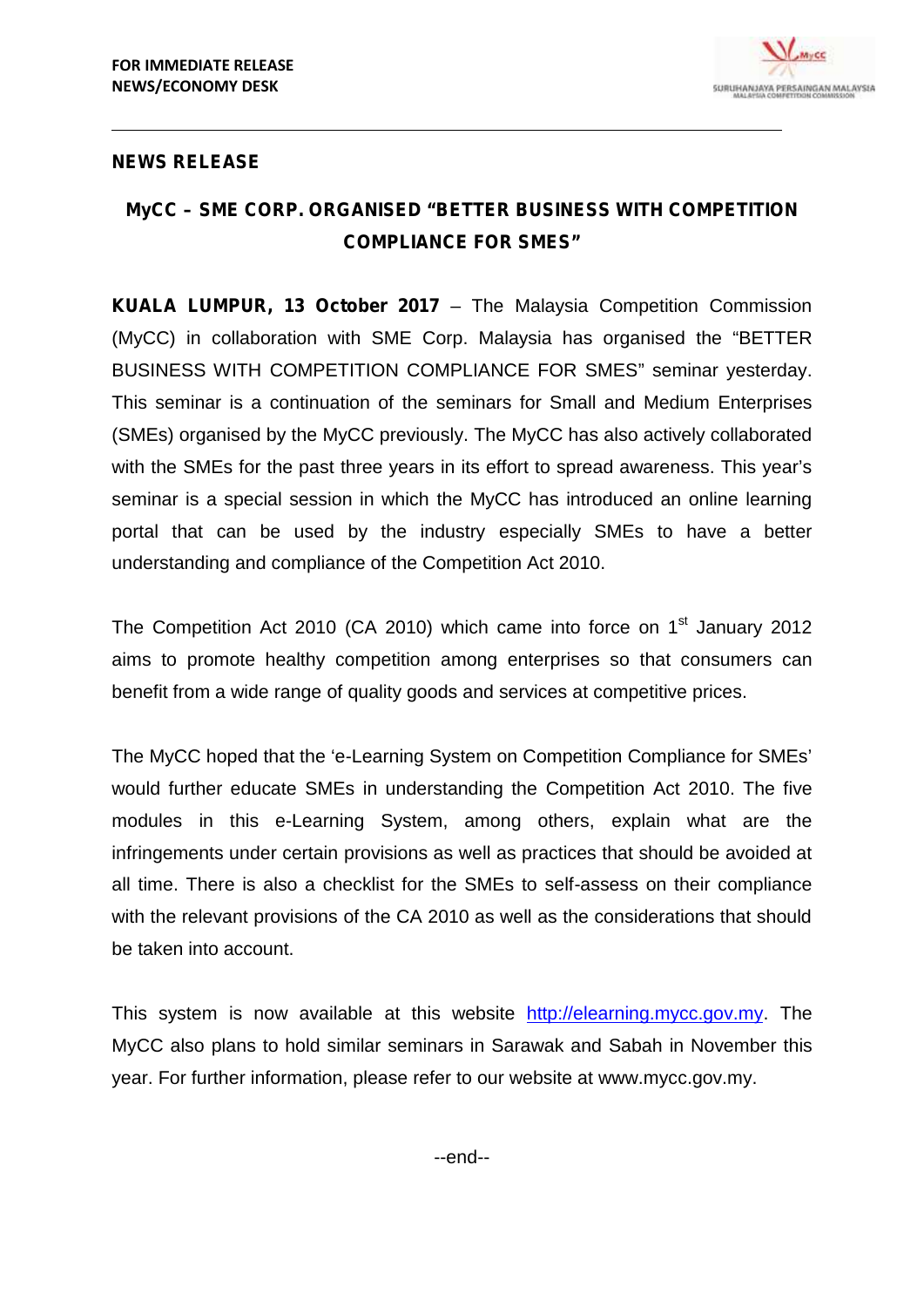**FOR IMMEDIATE RELEASE**
**NEWS/ECONOMY DESK**

---

**NEWS RELEASE**

## MyCC – SME CORP. ORGANISED "BETTER BUSINESS WITH COMPETITION COMPLIANCE FOR SMES"

**KUALA LUMPUR, 13 October 2017** – The Malaysia Competition Commission (MyCC) in collaboration with SME Corp. Malaysia has organised the "BETTER BUSINESS WITH COMPETITION COMPLIANCE FOR SMES" seminar yesterday. This seminar is a continuation of the seminars for Small and Medium Enterprises (SMEs) organised by the MyCC previously. The MyCC has also actively collaborated with the SMEs for the past three years in its effort to spread awareness. This year's seminar is a special session in which the MyCC has introduced an online learning portal that can be used by the industry especially SMEs to have a better understanding and compliance of the Competition Act 2010.

The Competition Act 2010 (CA 2010) which came into force on 1st January 2012 aims to promote healthy competition among enterprises so that consumers can benefit from a wide range of quality goods and services at competitive prices.

The MyCC hoped that the 'e-Learning System on Competition Compliance for SMEs' would further educate SMEs in understanding the Competition Act 2010. The five modules in this e-Learning System, among others, explain what are the infringements under certain provisions as well as practices that should be avoided at all time. There is also a checklist for the SMEs to self-assess on their compliance with the relevant provisions of the CA 2010 as well as the considerations that should be taken into account.

This system is now available at this website [http://elearning.mycc.gov.my](http://elearning.mycc.gov.my). The MyCC also plans to hold similar seminars in Sarawak and Sabah in November this year. For further information, please refer to our website at www.mycc.gov.my.

--end--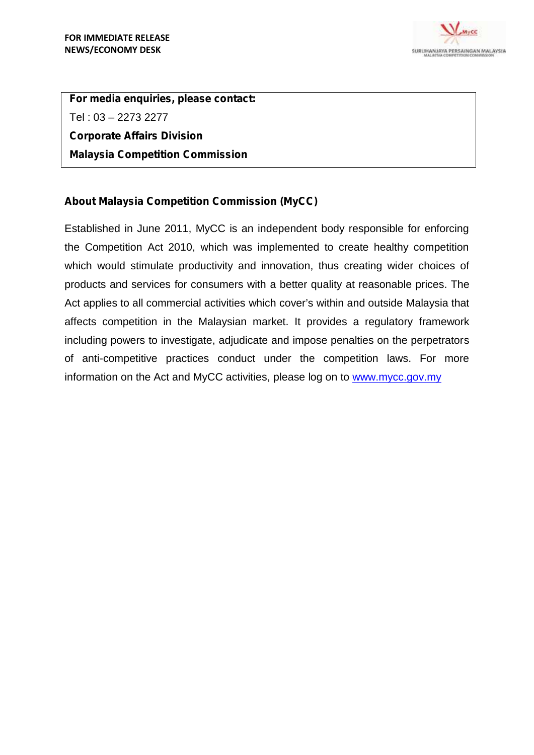**FOR IMMEDIATE RELEASE**
**NEWS/ECONOMY DESK**

**For media enquiries, please contact:**
Tel : 03 – 2273 2277
**Corporate Affairs Division**
**Malaysia Competition Commission**

**About Malaysia Competition Commission (MyCC)**

Established in June 2011, MyCC is an independent body responsible for enforcing the Competition Act 2010, which was implemented to create healthy competition which would stimulate productivity and innovation, thus creating wider choices of products and services for consumers with a better quality at reasonable prices. The Act applies to all commercial activities which cover's within and outside Malaysia that affects competition in the Malaysian market. It provides a regulatory framework including powers to investigate, adjudicate and impose penalties on the perpetrators of anti-competitive practices conduct under the competition laws. For more information on the Act and MyCC activities, please log on to www.mycc.gov.my